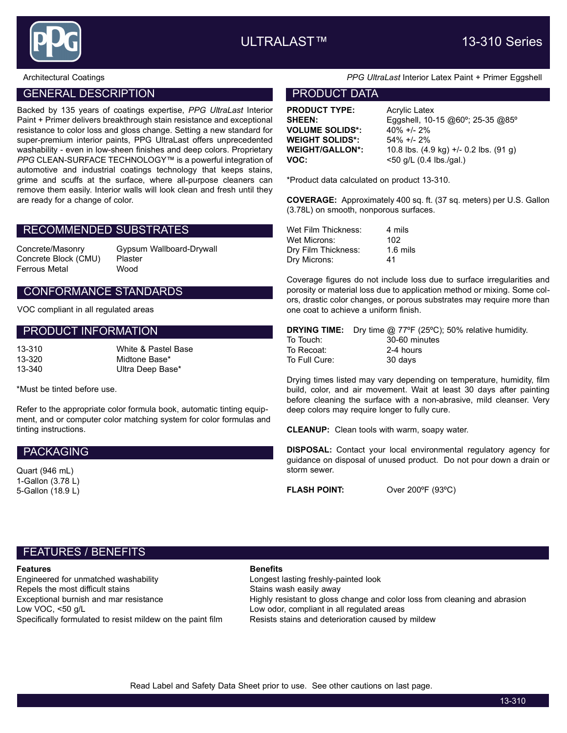# ULTRALAST™ 13-310 Series

Architectural Coatings

*PPG UltraLast* Interior Latex Paint + Primer Eggshell

## GENERAL DESCRIPTION

Backed by 135 years of coatings expertise, *PPG UltraLast* Interior Paint + Primer delivers breakthrough stain resistance and exceptional resistance to color loss and gloss change. Setting a new standard for super-premium interior paints, PPG UltraLast offers unprecedented washability - even in low-sheen finishes and deep colors. Proprietary *PPG* CLEAN-SURFACE TECHNOLOGY™ is a powerful integration of automotive and industrial coatings technology that keeps stains, grime and scuffs at the surface, where all-purpose cleaners can remove them easily. Interior walls will look clean and fresh until they are ready for a change of color.

## RECOMMENDED SUBSTRATES

| | |
|---|---|
| Concrete/Masonry | Gypsum Wallboard-Drywall |
| Concrete Block (CMU) | Plaster |
| Ferrous Metal | Wood |

## CONFORMANCE STANDARDS

VOC compliant in all regulated areas

## PRODUCT INFORMATION

| | |
|---|---|
| 13-310 | White & Pastel Base |
| 13-320 | Midtone Base* |
| 13-340 | Ultra Deep Base* |

*Must be tinted before use.

Refer to the appropriate color formula book, automatic tinting equipment, and or computer color matching system for color formulas and tinting instructions.

## PACKAGING

Quart (946 mL)
1-Gallon (3.78 L)
5-Gallon (18.9 L)

## PRODUCT DATA

| | |
|---|---|
| **PRODUCT TYPE:** | Acrylic Latex |
| **SHEEN:** | Eggshell, 10-15 @60º; 25-35 @85º |
| **VOLUME SOLIDS*:** | 40% +/- 2% |
| **WEIGHT SOLIDS*:** | 54% +/- 2% |
| **WEIGHT/GALLON*:** | 10.8 lbs. (4.9 kg) +/- 0.2 lbs. (91 g) |
| **VOC:** | <50 g/L (0.4 lbs./gal.) |

*Product data calculated on product 13-310.

**COVERAGE:** Approximately 400 sq. ft. (37 sq. meters) per U.S. Gallon (3.78L) on smooth, nonporous surfaces.

| | |
|---|---|
| Wet Film Thickness: | 4 mils |
| Wet Microns: | 102 |
| Dry Film Thickness: | 1.6 mils |
| Dry Microns: | 41 |

Coverage figures do not include loss due to surface irregularities and porosity or material loss due to application method or mixing. Some colors, drastic color changes, or porous substrates may require more than one coat to achieve a uniform finish.

**DRYING TIME:** Dry time @ 77ºF (25ºC); 50% relative humidity.

| | |
|---|---|
| To Touch: | 30-60 minutes |
| To Recoat: | 2-4 hours |
| To Full Cure: | 30 days |

Drying times listed may vary depending on temperature, humidity, film build, color, and air movement. Wait at least 30 days after painting before cleaning the surface with a non-abrasive, mild cleanser. Very deep colors may require longer to fully cure.

**CLEANUP:** Clean tools with warm, soapy water.

**DISPOSAL:** Contact your local environmental regulatory agency for guidance on disposal of unused product. Do not pour down a drain or storm sewer.

**FLASH POINT:** Over 200ºF (93ºC)

## FEATURES / BENEFITS

| **Features** | **Benefits** |
|---|---|
| Engineered for unmatched washability | Longest lasting freshly-painted look |
| Repels the most difficult stains | Stains wash easily away |
| Exceptional burnish and mar resistance | Highly resistant to gloss change and color loss from cleaning and abrasion |
| Low VOC, <50 g/L | Low odor, compliant in all regulated areas |
| Specifically formulated to resist mildew on the paint film | Resists stains and deterioration caused by mildew |

Read Label and Safety Data Sheet prior to use. See other cautions on last page.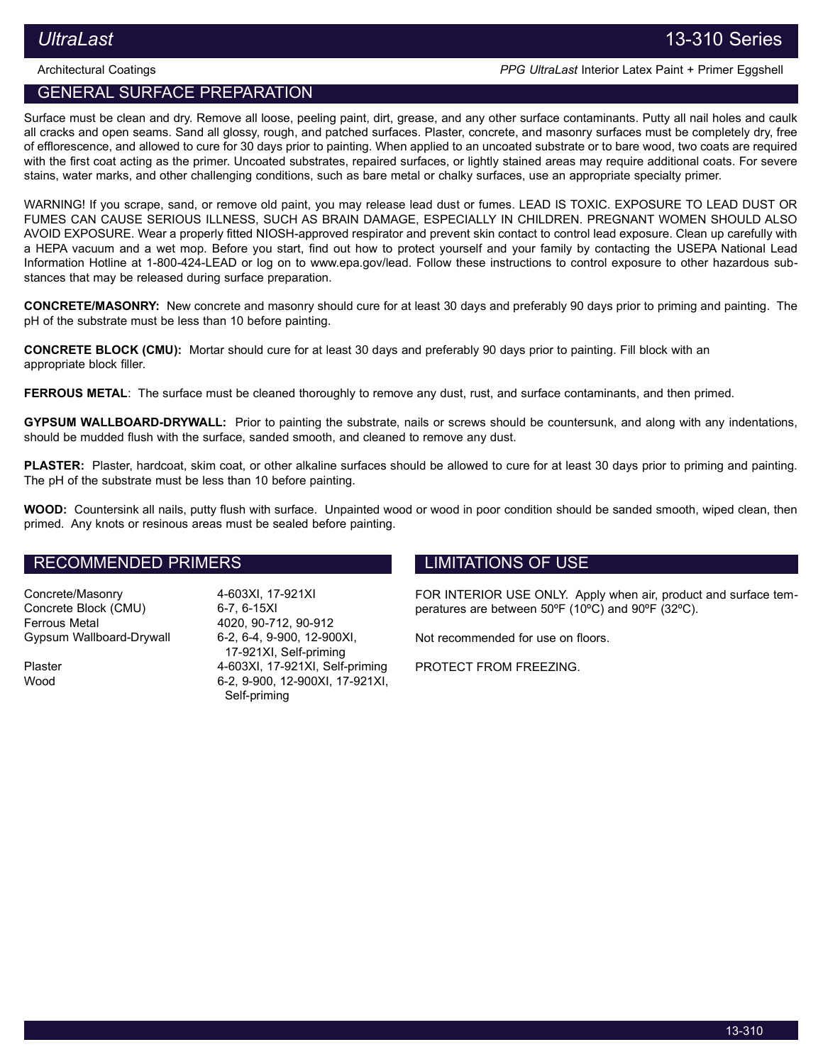## GENERAL SURFACE PREPARATION

Surface must be clean and dry. Remove all loose, peeling paint, dirt, grease, and any other surface contaminants. Putty all nail holes and caulk all cracks and open seams. Sand all glossy, rough, and patched surfaces. Plaster, concrete, and masonry surfaces must be completely dry, free of efflorescence, and allowed to cure for 30 days prior to painting. When applied to an uncoated substrate or to bare wood, two coats are required with the first coat acting as the primer. Uncoated substrates, repaired surfaces, or lightly stained areas may require additional coats. For severe stains, water marks, and other challenging conditions, such as bare metal or chalky surfaces, use an appropriate specialty primer.

WARNING! If you scrape, sand, or remove old paint, you may release lead dust or fumes. LEAD IS TOXIC. EXPOSURE TO LEAD DUST OR FUMES CAN CAUSE SERIOUS ILLNESS, SUCH AS BRAIN DAMAGE, ESPECIALLY IN CHILDREN. PREGNANT WOMEN SHOULD ALSO AVOID EXPOSURE. Wear a properly fitted NIOSH-approved respirator and prevent skin contact to control lead exposure. Clean up carefully with a HEPA vacuum and a wet mop. Before you start, find out how to protect yourself and your family by contacting the USEPA National Lead Information Hotline at 1-800-424-LEAD or log on to www.epa.gov/lead. Follow these instructions to control exposure to other hazardous substances that may be released during surface preparation.

**CONCRETE/MASONRY:** New concrete and masonry should cure for at least 30 days and preferably 90 days prior to priming and painting. The pH of the substrate must be less than 10 before painting.

**CONCRETE BLOCK (CMU):** Mortar should cure for at least 30 days and preferably 90 days prior to painting. Fill block with an appropriate block filler.

**FERROUS METAL**: The surface must be cleaned thoroughly to remove any dust, rust, and surface contaminants, and then primed.

**GYPSUM WALLBOARD-DRYWALL:** Prior to painting the substrate, nails or screws should be countersunk, and along with any indentations, should be mudded flush with the surface, sanded smooth, and cleaned to remove any dust.

**PLASTER:** Plaster, hardcoat, skim coat, or other alkaline surfaces should be allowed to cure for at least 30 days prior to priming and painting. The pH of the substrate must be less than 10 before painting.

**WOOD:** Countersink all nails, putty flush with surface. Unpainted wood or wood in poor condition should be sanded smooth, wiped clean, then primed. Any knots or resinous areas must be sealed before painting.

## RECOMMENDED PRIMERS

| Substrate | Primers |
|---|---|
| Concrete/Masonry | 4-603XI, 17-921XI |
| Concrete Block (CMU) | 6-7, 6-15XI |
| Ferrous Metal | 4020, 90-712, 90-912 |
| Gypsum Wallboard-Drywall | 6-2, 6-4, 9-900, 12-900XI, 17-921XI, Self-priming |
| Plaster | 4-603XI, 17-921XI, Self-priming |
| Wood | 6-2, 9-900, 12-900XI, 17-921XI, Self-priming |

## LIMITATIONS OF USE

FOR INTERIOR USE ONLY. Apply when air, product and surface temperatures are between 50ºF (10ºC) and 90ºF (32ºC).

Not recommended for use on floors.

PROTECT FROM FREEZING.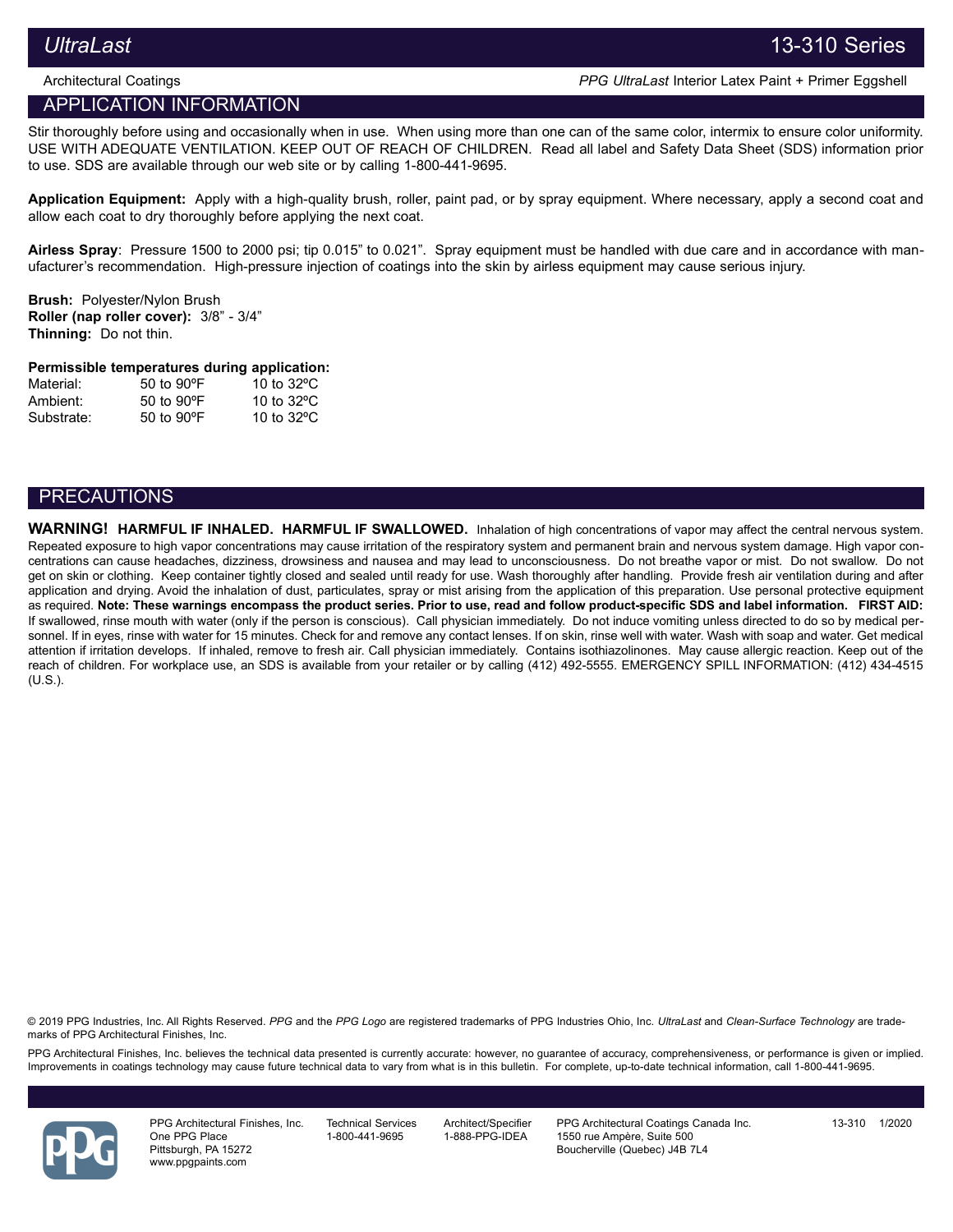## APPLICATION INFORMATION

Stir thoroughly before using and occasionally when in use. When using more than one can of the same color, intermix to ensure color uniformity. USE WITH ADEQUATE VENTILATION. KEEP OUT OF REACH OF CHILDREN. Read all label and Safety Data Sheet (SDS) information prior to use. SDS are available through our web site or by calling 1-800-441-9695.

**Application Equipment:** Apply with a high-quality brush, roller, paint pad, or by spray equipment. Where necessary, apply a second coat and allow each coat to dry thoroughly before applying the next coat.

**Airless Spray**: Pressure 1500 to 2000 psi; tip 0.015" to 0.021". Spray equipment must be handled with due care and in accordance with manufacturer's recommendation. High-pressure injection of coatings into the skin by airless equipment may cause serious injury.

**Brush:** Polyester/Nylon Brush
**Roller (nap roller cover):** 3/8" - 3/4"
**Thinning:** Do not thin.

**Permissible temperatures during application:**

| | | |
|---|---|---|
| Material: | 50 to 90ºF | 10 to 32ºC |
| Ambient: | 50 to 90ºF | 10 to 32ºC |
| Substrate: | 50 to 90ºF | 10 to 32ºC |

## PRECAUTIONS

**WARNING! HARMFUL IF INHALED. HARMFUL IF SWALLOWED.** Inhalation of high concentrations of vapor may affect the central nervous system. Repeated exposure to high vapor concentrations may cause irritation of the respiratory system and permanent brain and nervous system damage. High vapor concentrations can cause headaches, dizziness, drowsiness and nausea and may lead to unconsciousness. Do not breathe vapor or mist. Do not swallow. Do not get on skin or clothing. Keep container tightly closed and sealed until ready for use. Wash thoroughly after handling. Provide fresh air ventilation during and after application and drying. Avoid the inhalation of dust, particulates, spray or mist arising from the application of this preparation. Use personal protective equipment as required. **Note: These warnings encompass the product series. Prior to use, read and follow product-specific SDS and label information. FIRST AID:** If swallowed, rinse mouth with water (only if the person is conscious). Call physician immediately. Do not induce vomiting unless directed to do so by medical personnel. If in eyes, rinse with water for 15 minutes. Check for and remove any contact lenses. If on skin, rinse well with water. Wash with soap and water. Get medical attention if irritation develops. If inhaled, remove to fresh air. Call physician immediately. Contains isothiazolinones. May cause allergic reaction. Keep out of the reach of children. For workplace use, an SDS is available from your retailer or by calling (412) 492-5555. EMERGENCY SPILL INFORMATION: (412) 434-4515 (U.S.).

© 2019 PPG Industries, Inc. All Rights Reserved. *PPG* and the *PPG Logo* are registered trademarks of PPG Industries Ohio, Inc. *UltraLast* and *Clean-Surface Technology* are trademarks of PPG Architectural Finishes, Inc.

PPG Architectural Finishes, Inc. believes the technical data presented is currently accurate: however, no guarantee of accuracy, comprehensiveness, or performance is given or implied. Improvements in coatings technology may cause future technical data to vary from what is in this bulletin. For complete, up-to-date technical information, call 1-800-441-9695.

PPG Architectural Finishes, Inc.
One PPG Place
Pittsburgh, PA 15272
www.ppgpaints.com

Technical Services
1-800-441-9695

Architect/Specifier
1-888-PPG-IDEA

PPG Architectural Coatings Canada Inc.
1550 rue Ampère, Suite 500
Boucherville (Quebec) J4B 7L4

13-310 1/2020